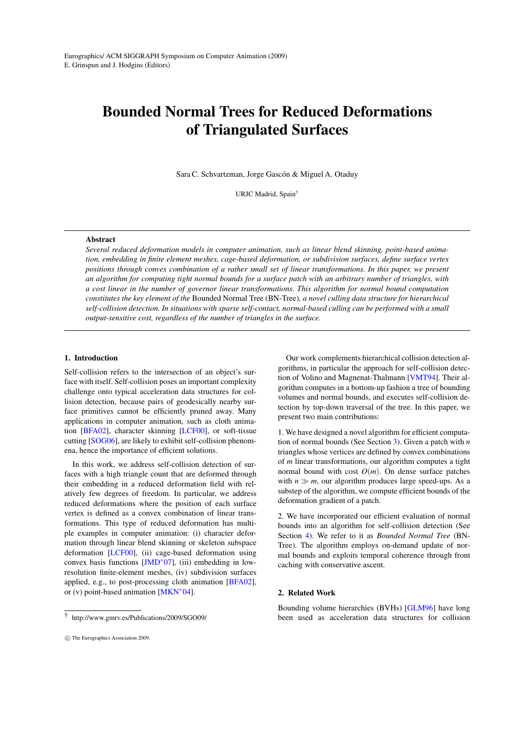# Bounded Normal Trees for Reduced Deformations of Triangulated Surfaces

Sara C. Schvartzman, Jorge Gascón & Miguel A. Otaduy

URJC Madrid, Spain[†]

## Abstract

*Several reduced deformation models in computer animation, such as linear blend skinning, point-based animation, embedding in finite element meshes, cage-based deformation, or subdivision surfaces, define surface vertex positions through convex combination of a rather small set of linear transformations. In this paper, we present an algorithm for computing tight normal bounds for a surface patch with an arbitrary number of triangles, with a cost linear in the number of governor linear transformations. This algorithm for normal bound computation constitutes the key element of the* Bounded Normal Tree (BN-Tree)*, a novel culling data structure for hierarchical self-collision detection. In situations with sparse self-contact, normal-based culling can be performed with a small output-sensitive cost, regardless of the number of triangles in the surface.*

## 1. Introduction

Self-collision refers to the intersection of an object's surface with itself. Self-collision poses an important complexity challenge onto typical acceleration data structures for collision detection, because pairs of geodesically nearby surface primitives cannot be efficiently pruned away. Many applications in computer animation, such as cloth animation [BFA02], character skinning [LCF00], or soft-tissue cutting [SOG06], are likely to exhibit self-collision phenomena, hence the importance of efficient solutions.

In this work, we address self-collision detection of surfaces with a high triangle count that are deformed through their embedding in a reduced deformation field with relatively few degrees of freedom. In particular, we address reduced deformations where the position of each surface vertex is defined as a convex combination of linear transformations. This type of reduced deformation has multiple examples in computer animation: (i) character deformation through linear blend skinning or skeleton subspace deformation [LCF00], (ii) cage-based deformation using convex basis functions [JMD*07], (iii) embedding in low-resolution finite-element meshes, (iv) subdivision surfaces applied, e.g., to post-processing cloth animation [BFA02], or (v) point-based animation [MKN*04].

Our work complements hierarchical collision detection algorithms, in particular the approach for self-collision detection of Volino and Magnenat-Thalmann [VMT94]. Their algorithm computes in a bottom-up fashion a tree of bounding volumes and normal bounds, and executes self-collision detection by top-down traversal of the tree. In this paper, we present two main contributions:

1. We have designed a novel algorithm for efficient computation of normal bounds (See Section 3). Given a patch with $n$ triangles whose vertices are defined by convex combinations of $m$ linear transformations, our algorithm computes a tight normal bound with cost $O(m)$. On dense surface patches with $n \gg m$, our algorithm produces large speed-ups. As a substep of the algorithm, we compute efficient bounds of the deformation gradient of a patch.

2. We have incorporated our efficient evaluation of normal bounds into an algorithm for self-collision detection (See Section 4). We refer to it as *Bounded Normal Tree* (BN-Tree). The algorithm employs on-demand update of normal bounds and exploits temporal coherence through front caching with conservative ascent.

## 2. Related Work

Bounding volume hierarchies (BVHs) [GLM96] have long been used as acceleration data structures for collision

[†] http://www.gmrv.es/Publications/2009/SGO09/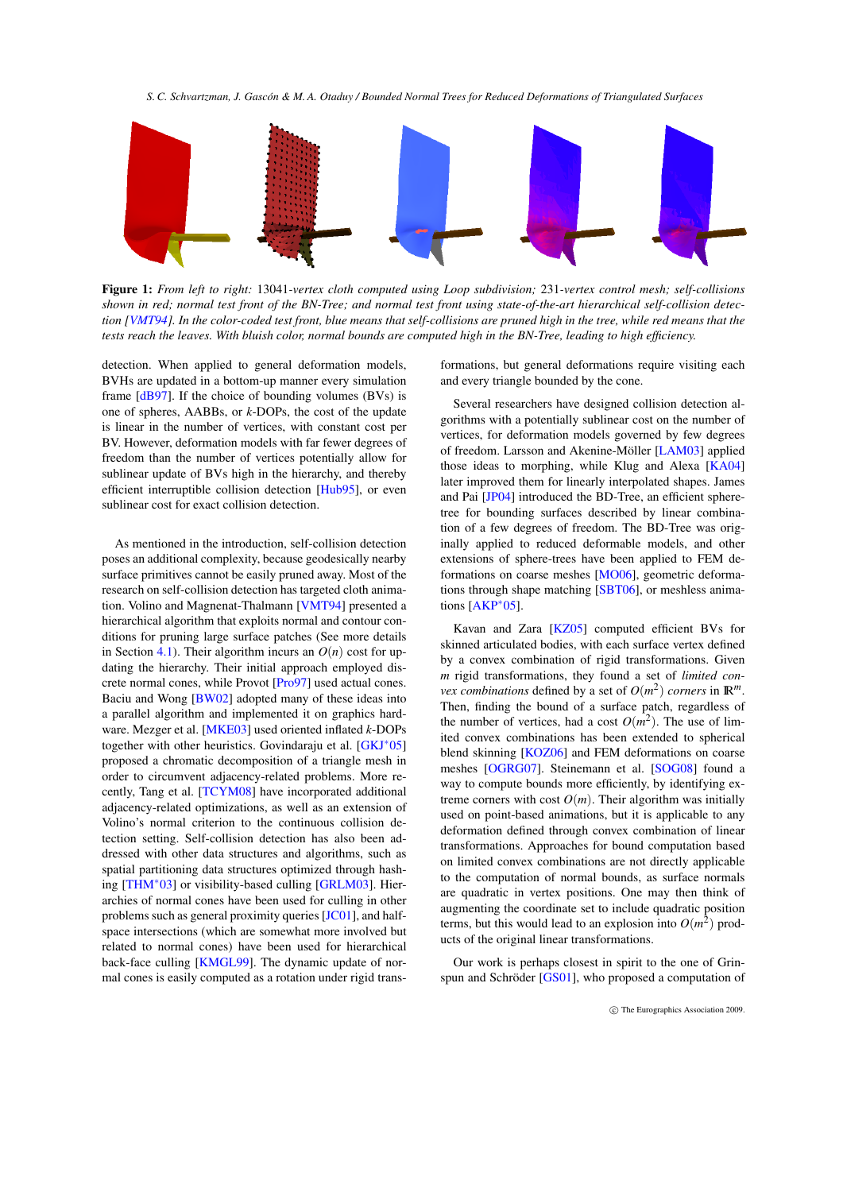**Figure 1:** *From left to right:* 13041*-vertex cloth computed using Loop subdivision;* 231*-vertex control mesh; self-collisions shown in red; normal test front of the BN-Tree; and normal test front using state-of-the-art hierarchical self-collision detection [VMT94]. In the color-coded test front, blue means that self-collisions are pruned high in the tree, while red means that the tests reach the leaves. With bluish color, normal bounds are computed high in the BN-Tree, leading to high efficiency.*

detection. When applied to general deformation models, BVHs are updated in a bottom-up manner every simulation frame [dB97]. If the choice of bounding volumes (BVs) is one of spheres, AABBs, or $k$-DOPs, the cost of the update is linear in the number of vertices, with constant cost per BV. However, deformation models with far fewer degrees of freedom than the number of vertices potentially allow for sublinear update of BVs high in the hierarchy, and thereby efficient interruptible collision detection [Hub95], or even sublinear cost for exact collision detection.

As mentioned in the introduction, self-collision detection poses an additional complexity, because geodesically nearby surface primitives cannot be easily pruned away. Most of the research on self-collision detection has targeted cloth animation. Volino and Magnenat-Thalmann [VMT94] presented a hierarchical algorithm that exploits normal and contour conditions for pruning large surface patches (See more details in Section 4.1). Their algorithm incurs an $O(n)$ cost for updating the hierarchy. Their initial approach employed discrete normal cones, while Provot [Pro97] used actual cones. Baciu and Wong [BW02] adopted many of these ideas into a parallel algorithm and implemented it on graphics hardware. Mezger et al. [MKE03] used oriented inflated $k$-DOPs together with other heuristics. Govindaraju et al. [GKJ*05] proposed a chromatic decomposition of a triangle mesh in order to circumvent adjacency-related problems. More recently, Tang et al. [TCYM08] have incorporated additional adjacency-related optimizations, as well as an extension of Volino's normal criterion to the continuous collision detection setting. Self-collision detection has also been addressed with other data structures and algorithms, such as spatial partitioning data structures optimized through hashing [THM*03] or visibility-based culling [GRLM03]. Hierarchies of normal cones have been used for culling in other problems such as general proximity queries [JC01], and half-space intersections (which are somewhat more involved but related to normal cones) have been used for hierarchical back-face culling [KMGL99]. The dynamic update of normal cones is easily computed as a rotation under rigid transformations, but general deformations require visiting each and every triangle bounded by the cone.

Several researchers have designed collision detection algorithms with a potentially sublinear cost on the number of vertices, for deformation models governed by few degrees of freedom. Larsson and Akenine-Möller [LAM03] applied those ideas to morphing, while Klug and Alexa [KA04] later improved them for linearly interpolated shapes. James and Pai [JP04] introduced the BD-Tree, an efficient sphere-tree for bounding surfaces described by linear combination of a few degrees of freedom. The BD-Tree was originally applied to reduced deformable models, and other extensions of sphere-trees have been applied to FEM deformations on coarse meshes [MO06], geometric deformations through shape matching [SBT06], or meshless animations [AKP*05].

Kavan and Zara [KZ05] computed efficient BVs for skinned articulated bodies, with each surface vertex defined by a convex combination of rigid transformations. Given $m$ rigid transformations, they found a set of *limited convex combinations* defined by a set of $O(m^2)$ *corners* in $\mathbb{R}^m$. Then, finding the bound of a surface patch, regardless of the number of vertices, had a cost $O(m^2)$. The use of limited convex combinations has been extended to spherical blend skinning [KOZ06] and FEM deformations on coarse meshes [OGRG07]. Steinemann et al. [SOG08] found a way to compute bounds more efficiently, by identifying extreme corners with cost $O(m)$. Their algorithm was initially used on point-based animations, but it is applicable to any deformation defined through convex combination of linear transformations. Approaches for bound computation based on limited convex combinations are not directly applicable to the computation of normal bounds, as surface normals are quadratic in vertex positions. One may then think of augmenting the coordinate set to include quadratic position terms, but this would lead to an explosion into $O(m^2)$ products of the original linear transformations.

Our work is perhaps closest in spirit to the one of Grinspun and Schröder [GS01], who proposed a computation of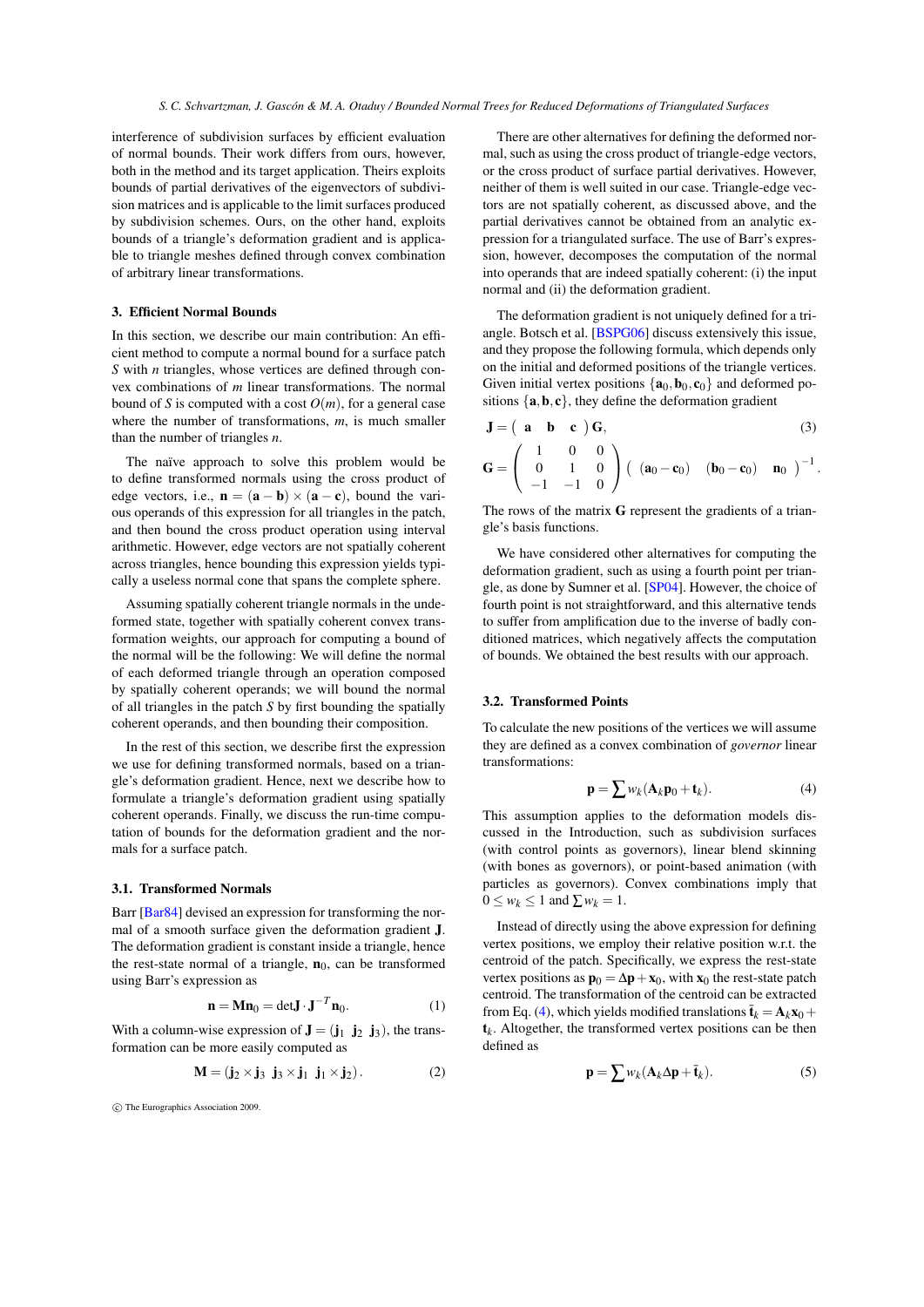interference of subdivision surfaces by efficient evaluation of normal bounds. Their work differs from ours, however, both in the method and its target application. Theirs exploits bounds of partial derivatives of the eigenvectors of subdivision matrices and is applicable to the limit surfaces produced by subdivision schemes. Ours, on the other hand, exploits bounds of a triangle's deformation gradient and is applicable to triangle meshes defined through convex combination of arbitrary linear transformations.

## 3. Efficient Normal Bounds

In this section, we describe our main contribution: An efficient method to compute a normal bound for a surface patch $S$ with $n$ triangles, whose vertices are defined through convex combinations of $m$ linear transformations. The normal bound of $S$ is computed with a cost $O(m)$, for a general case where the number of transformations, $m$, is much smaller than the number of triangles $n$.

The naïve approach to solve this problem would be to define transformed normals using the cross product of edge vectors, i.e., $\mathbf{n} = (\mathbf{a}-\mathbf{b}) \times (\mathbf{a}-\mathbf{c})$, bound the various operands of this expression for all triangles in the patch, and then bound the cross product operation using interval arithmetic. However, edge vectors are not spatially coherent across triangles, hence bounding this expression yields typically a useless normal cone that spans the complete sphere.

Assuming spatially coherent triangle normals in the undeformed state, together with spatially coherent convex transformation weights, our approach for computing a bound of the normal will be the following: We will define the normal of each deformed triangle through an operation composed by spatially coherent operands; we will bound the normal of all triangles in the patch $S$ by first bounding the spatially coherent operands, and then bounding their composition.

In the rest of this section, we describe first the expression we use for defining transformed normals, based on a triangle's deformation gradient. Hence, next we describe how to formulate a triangle's deformation gradient using spatially coherent operands. Finally, we discuss the run-time computation of bounds for the deformation gradient and the normals for a surface patch.

### 3.1. Transformed Normals

Barr [Bar84] devised an expression for transforming the normal of a smooth surface given the deformation gradient $\mathbf{J}$. The deformation gradient is constant inside a triangle, hence the rest-state normal of a triangle, $\mathbf{n}_0$, can be transformed using Barr's expression as

$$\mathbf{n} = \mathbf{M}\mathbf{n}_0 = \det\mathbf{J} \cdot \mathbf{J}^{-T}\mathbf{n}_0. \tag{1}$$

With a column-wise expression of $\mathbf{J} = (\mathbf{j}_1 \ \mathbf{j}_2 \ \mathbf{j}_3)$, the transformation can be more easily computed as

$$\mathbf{M} = (\mathbf{j}_2 \times \mathbf{j}_3 \ \ \mathbf{j}_3 \times \mathbf{j}_1 \ \ \mathbf{j}_1 \times \mathbf{j}_2). \tag{2}$$

There are other alternatives for defining the deformed normal, such as using the cross product of triangle-edge vectors, or the cross product of surface partial derivatives. However, neither of them is well suited in our case. Triangle-edge vectors are not spatially coherent, as discussed above, and the partial derivatives cannot be obtained from an analytic expression for a triangulated surface. The use of Barr's expression, however, decomposes the computation of the normal into operands that are indeed spatially coherent: (i) the input normal and (ii) the deformation gradient.

The deformation gradient is not uniquely defined for a triangle. Botsch et al. [BSPG06] discuss extensively this issue, and they propose the following formula, which depends only on the initial and deformed positions of the triangle vertices. Given initial vertex positions $\{\mathbf{a}_0, \mathbf{b}_0, \mathbf{c}_0\}$ and deformed positions $\{\mathbf{a}, \mathbf{b}, \mathbf{c}\}$, they define the deformation gradient

$$\mathbf{J} = \begin{pmatrix} \mathbf{a} & \mathbf{b} & \mathbf{c} \end{pmatrix} \mathbf{G}, \tag{3}$$

$$\mathbf{G} = \begin{pmatrix} 1 & 0 & 0 \\ 0 & 1 & 0 \\ -1 & -1 & 0 \end{pmatrix} \begin{pmatrix} (\mathbf{a}_0 - \mathbf{c}_0) & (\mathbf{b}_0 - \mathbf{c}_0) & \mathbf{n}_0 \end{pmatrix}^{-1}.$$

The rows of the matrix $\mathbf{G}$ represent the gradients of a triangle's basis functions.

We have considered other alternatives for computing the deformation gradient, such as using a fourth point per triangle, as done by Sumner et al. [SP04]. However, the choice of fourth point is not straightforward, and this alternative tends to suffer from amplification due to the inverse of badly conditioned matrices, which negatively affects the computation of bounds. We obtained the best results with our approach.

### 3.2. Transformed Points

To calculate the new positions of the vertices we will assume they are defined as a convex combination of *governor* linear transformations:

$$\mathbf{p} = \sum w_k(\mathbf{A}_k\mathbf{p}_0 + \mathbf{t}_k). \tag{4}$$

This assumption applies to the deformation models discussed in the Introduction, such as subdivision surfaces (with control points as governors), linear blend skinning (with bones as governors), or point-based animation (with particles as governors). Convex combinations imply that $0 \leq w_k \leq 1$ and $\sum w_k = 1$.

Instead of directly using the above expression for defining vertex positions, we employ their relative position w.r.t. the centroid of the patch. Specifically, we express the rest-state vertex positions as $\mathbf{p}_0 = \Delta\mathbf{p} + \mathbf{x}_0$, with $\mathbf{x}_0$ the rest-state patch centroid. The transformation of the centroid can be extracted from Eq. (4), which yields modified translations $\bar{\mathbf{t}}_k = \mathbf{A}_k\mathbf{x}_0 + \mathbf{t}_k$. Altogether, the transformed vertex positions can be then defined as

$$\mathbf{p} = \sum w_k(\mathbf{A}_k\Delta\mathbf{p} + \bar{\mathbf{t}}_k). \tag{5}$$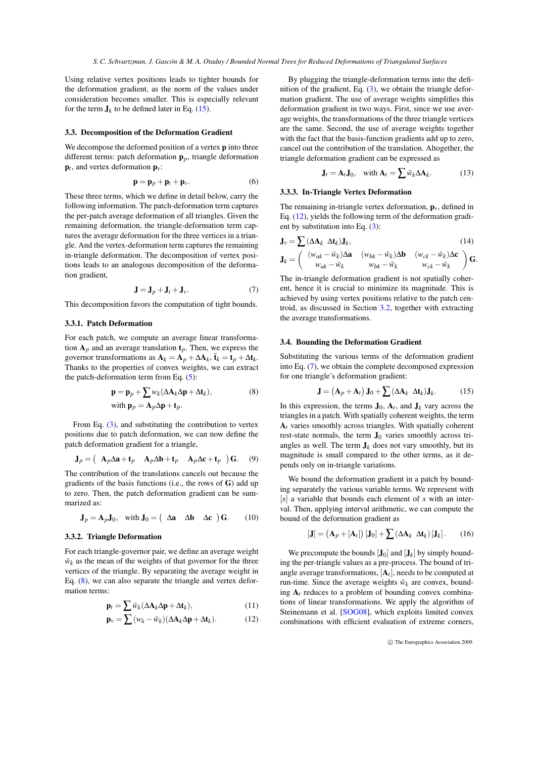Using relative vertex positions leads to tighter bounds for the deformation gradient, as the norm of the values under consideration becomes smaller. This is especially relevant for the term $\mathbf{J}_k$ to be defined later in Eq. (15).

### 3.3. Decomposition of the Deformation Gradient

We decompose the deformed position of a vertex $\mathbf{p}$ into three different terms: patch deformation $\mathbf{p}_p$, triangle deformation $\mathbf{p}_t$, and vertex deformation $\mathbf{p}_v$:

$$\mathbf{p} = \mathbf{p}_p + \mathbf{p}_t + \mathbf{p}_v. \tag{6}$$

These three terms, which we define in detail below, carry the following information. The patch-deformation term captures the per-patch average deformation of all triangles. Given the remaining deformation, the triangle-deformation term captures the average deformation for the three vertices in a triangle. And the vertex-deformation term captures the remaining in-triangle deformation. The decomposition of vertex positions leads to an analogous decomposition of the deformation gradient,

$$\mathbf{J} = \mathbf{J}_p + \mathbf{J}_t + \mathbf{J}_v. \tag{7}$$

This decomposition favors the computation of tight bounds.

#### 3.3.1. Patch Deformation

For each patch, we compute an average linear transformation $\mathbf{A}_p$ and an average translation $\mathbf{t}_p$. Then, we express the governor transformations as $\mathbf{A}_k = \mathbf{A}_p + \Delta\mathbf{A}_k$, $\bar{\mathbf{t}}_k = \mathbf{t}_p + \Delta\mathbf{t}_k$. Thanks to the properties of convex weights, we can extract the patch-deformation term from Eq. (5):

$$\mathbf{p} = \mathbf{p}_p + \sum w_k(\Delta\mathbf{A}_k\Delta\mathbf{p} + \Delta\mathbf{t}_k), \tag{8}$$
$$\text{with } \mathbf{p}_p = \mathbf{A}_p\Delta\mathbf{p} + \mathbf{t}_p.$$

From Eq. (3), and substituting the contribution to vertex positions due to patch deformation, we can now define the patch deformation gradient for a triangle,

$$\mathbf{J}_p = \begin{pmatrix} \mathbf{A}_p\Delta\mathbf{a} + \mathbf{t}_p & \mathbf{A}_p\Delta\mathbf{b} + \mathbf{t}_p & \mathbf{A}_p\Delta\mathbf{c} + \mathbf{t}_p \end{pmatrix}\mathbf{G}. \tag{9}$$

The contribution of the translations cancels out because the gradients of the basis functions (i.e., the rows of $\mathbf{G}$) add up to zero. Then, the patch deformation gradient can be summarized as:

$$\mathbf{J}_p = \mathbf{A}_p\mathbf{J}_0, \quad \text{with } \mathbf{J}_0 = \begin{pmatrix} \Delta\mathbf{a} & \Delta\mathbf{b} & \Delta\mathbf{c} \end{pmatrix}\mathbf{G}. \tag{10}$$

#### 3.3.2. Triangle Deformation

For each triangle-governor pair, we define an average weight $\bar{w}_k$ as the mean of the weights of that governor for the three vertices of the triangle. By separating the average weight in Eq. (8), we can also separate the triangle and vertex deformation terms:

$$\mathbf{p}_t = \sum \bar{w}_k(\Delta\mathbf{A}_k\Delta\mathbf{p} + \Delta\mathbf{t}_k), \tag{11}$$

$$\mathbf{p}_v = \sum (w_k - \bar{w}_k)(\Delta\mathbf{A}_k\Delta\mathbf{p} + \Delta\mathbf{t}_k). \tag{12}$$

By plugging the triangle-deformation terms into the definition of the gradient, Eq. (3), we obtain the triangle deformation gradient. The use of average weights simplifies this deformation gradient in two ways. First, since we use average weights, the transformations of the three triangle vertices are the same. Second, the use of average weights together with the fact that the basis-function gradients add up to zero, cancel out the contribution of the translation. Altogether, the triangle deformation gradient can be expressed as

$$\mathbf{J}_t = \mathbf{A}_t\mathbf{J}_0, \quad \text{with } \mathbf{A}_t = \sum \bar{w}_k\Delta\mathbf{A}_k. \tag{13}$$

#### 3.3.3. In-Triangle Vertex Deformation

The remaining in-triangle vertex deformation, $\mathbf{p}_v$, defined in Eq. (12), yields the following term of the deformation gradient by substitution into Eq. (3):

$$\mathbf{J}_v = \sum \begin{pmatrix} \Delta\mathbf{A}_k & \Delta\mathbf{t}_k \end{pmatrix}\mathbf{J}_k, \tag{14}$$

$$\mathbf{J}_k = \begin{pmatrix} (w_{ak} - \bar{w}_k)\Delta\mathbf{a} & (w_{bk} - \bar{w}_k)\Delta\mathbf{b} & (w_{ck} - \bar{w}_k)\Delta\mathbf{c} \\ w_{ak} - \bar{w}_k & w_{bk} - \bar{w}_k & w_{ck} - \bar{w}_k \end{pmatrix}\mathbf{G}.$$

The in-triangle deformation gradient is not spatially coherent, hence it is crucial to minimize its magnitude. This is achieved by using vertex positions relative to the patch centroid, as discussed in Section 3.2, together with extracting the average transformations.

### 3.4. Bounding the Deformation Gradient

Substituting the various terms of the deformation gradient into Eq. (7), we obtain the complete decomposed expression for one triangle's deformation gradient:

$$\mathbf{J} = \left(\mathbf{A}_p + \mathbf{A}_t\right)\mathbf{J}_0 + \sum \begin{pmatrix} \Delta\mathbf{A}_k & \Delta\mathbf{t}_k \end{pmatrix}\mathbf{J}_k. \tag{15}$$

In this expression, the terms $\mathbf{J}_0$, $\mathbf{A}_t$, and $\mathbf{J}_k$ vary across the triangles in a patch. With spatially coherent weights, the term $\mathbf{A}_t$ varies smoothly across triangles. With spatially coherent rest-state normals, the term $\mathbf{J}_0$ varies smoothly across triangles as well. The term $\mathbf{J}_k$ does not vary smoothly, but its magnitude is small compared to the other terms, as it depends only on in-triangle variations.

We bound the deformation gradient in a patch by bounding separately the various variable terms. We represent with $[x]$ a variable that bounds each element of $x$ with an interval. Then, applying interval arithmetic, we can compute the bound of the deformation gradient as

$$[\mathbf{J}] = \left(\mathbf{A}_p + [\mathbf{A}_t]\right)[\mathbf{J}_0] + \sum \begin{pmatrix} \Delta\mathbf{A}_k & \Delta\mathbf{t}_k \end{pmatrix}[\mathbf{J}_k]. \tag{16}$$

We precompute the bounds $[\mathbf{J}_0]$ and $[\mathbf{J}_k]$ by simply bounding the per-triangle values as a pre-process. The bound of triangle average transformations, $[\mathbf{A}_t]$, needs to be computed at run-time. Since the average weights $\bar{w}_k$ are convex, bounding $\mathbf{A}_t$ reduces to a problem of bounding convex combinations of linear transformations. We apply the algorithm of Steinemann et al. [SOG08], which exploits limited convex combinations with efficient evaluation of extreme corners,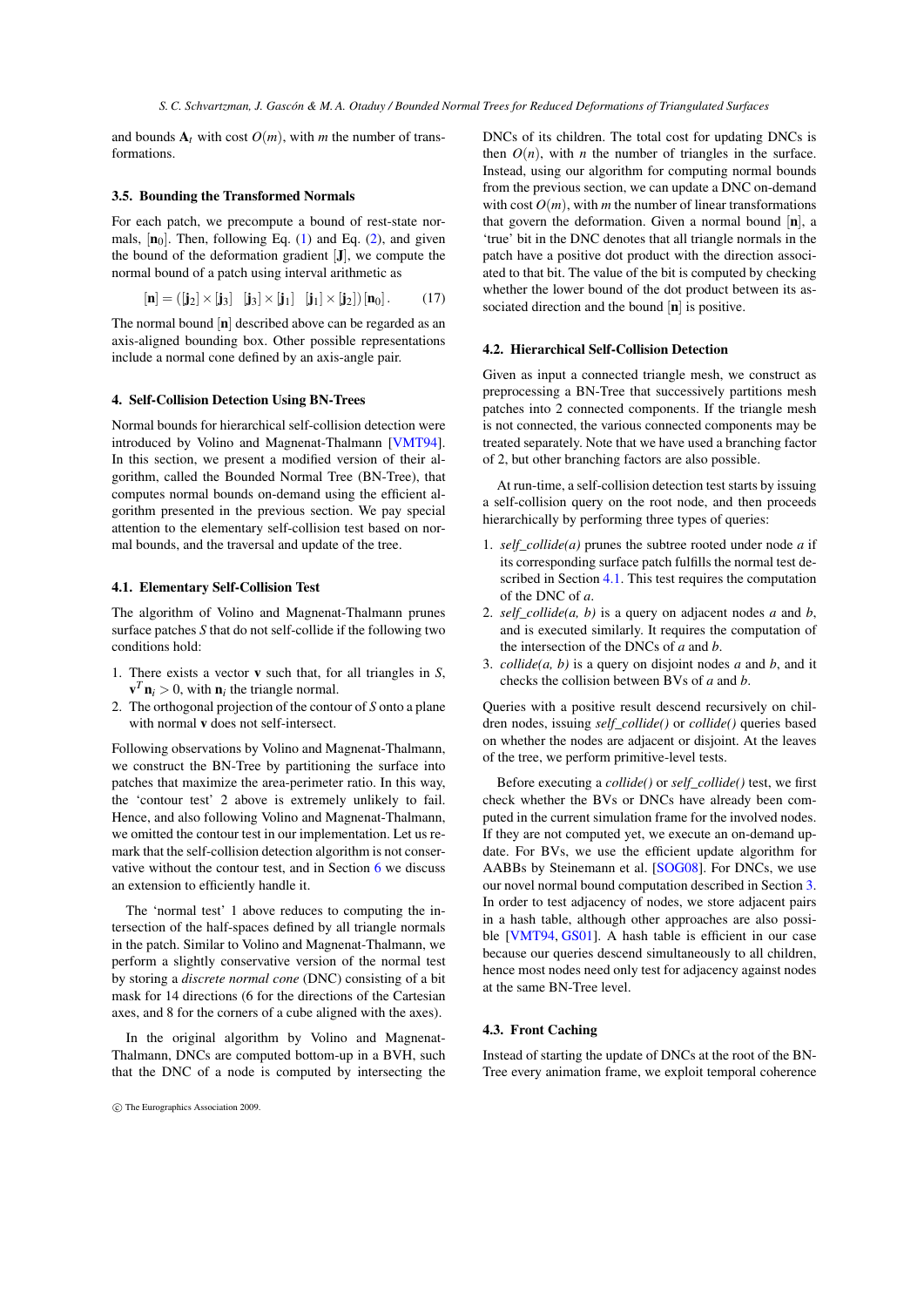and bounds $\mathbf{A}_t$ with cost $O(m)$, with $m$ the number of transformations.

### 3.5. Bounding the Transformed Normals

For each patch, we precompute a bound of rest-state normals, $[\mathbf{n}_0]$. Then, following Eq. (1) and Eq. (2), and given the bound of the deformation gradient $[\mathbf{J}]$, we compute the normal bound of a patch using interval arithmetic as

$$[\mathbf{n}] = \left([\mathbf{j}_2] \times [\mathbf{j}_3] \quad [\mathbf{j}_3] \times [\mathbf{j}_1] \quad [\mathbf{j}_1] \times [\mathbf{j}_2]\right) [\mathbf{n}_0]. \tag{17}$$

The normal bound $[\mathbf{n}]$ described above can be regarded as an axis-aligned bounding box. Other possible representations include a normal cone defined by an axis-angle pair.

## 4. Self-Collision Detection Using BN-Trees

Normal bounds for hierarchical self-collision detection were introduced by Volino and Magnenat-Thalmann [VMT94]. In this section, we present a modified version of their algorithm, called the Bounded Normal Tree (BN-Tree), that computes normal bounds on-demand using the efficient algorithm presented in the previous section. We pay special attention to the elementary self-collision test based on normal bounds, and the traversal and update of the tree.

### 4.1. Elementary Self-Collision Test

The algorithm of Volino and Magnenat-Thalmann prunes surface patches $S$ that do not self-collide if the following two conditions hold:

1. There exists a vector $\mathbf{v}$ such that, for all triangles in $S$, $\mathbf{v}^T\mathbf{n}_i > 0$, with $\mathbf{n}_i$ the triangle normal.
2. The orthogonal projection of the contour of $S$ onto a plane with normal $\mathbf{v}$ does not self-intersect.

Following observations by Volino and Magnenat-Thalmann, we construct the BN-Tree by partitioning the surface into patches that maximize the area-perimeter ratio. In this way, the 'contour test' 2 above is extremely unlikely to fail. Hence, and also following Volino and Magnenat-Thalmann, we omitted the contour test in our implementation. Let us remark that the self-collision detection algorithm is not conservative without the contour test, and in Section 6 we discuss an extension to efficiently handle it.

The 'normal test' 1 above reduces to computing the intersection of the half-spaces defined by all triangle normals in the patch. Similar to Volino and Magnenat-Thalmann, we perform a slightly conservative version of the normal test by storing a *discrete normal cone* (DNC) consisting of a bit mask for 14 directions (6 for the directions of the Cartesian axes, and 8 for the corners of a cube aligned with the axes).

In the original algorithm by Volino and Magnenat-Thalmann, DNCs are computed bottom-up in a BVH, such that the DNC of a node is computed by intersecting the DNCs of its children. The total cost for updating DNCs is then $O(n)$, with $n$ the number of triangles in the surface. Instead, using our algorithm for computing normal bounds from the previous section, we can update a DNC on-demand with cost $O(m)$, with $m$ the number of linear transformations that govern the deformation. Given a normal bound $[\mathbf{n}]$, a 'true' bit in the DNC denotes that all triangle normals in the patch have a positive dot product with the direction associated to that bit. The value of the bit is computed by checking whether the lower bound of the dot product between its associated direction and the bound $[\mathbf{n}]$ is positive.

### 4.2. Hierarchical Self-Collision Detection

Given as input a connected triangle mesh, we construct as preprocessing a BN-Tree that successively partitions mesh patches into 2 connected components. If the triangle mesh is not connected, the various connected components may be treated separately. Note that we have used a branching factor of 2, but other branching factors are also possible.

At run-time, a self-collision detection test starts by issuing a self-collision query on the root node, and then proceeds hierarchically by performing three types of queries:

1. *self_collide(a)* prunes the subtree rooted under node $a$ if its corresponding surface patch fulfills the normal test described in Section 4.1. This test requires the computation of the DNC of $a$.
2. *self_collide(a, b)* is a query on adjacent nodes $a$ and $b$, and is executed similarly. It requires the computation of the intersection of the DNCs of $a$ and $b$.
3. *collide(a, b)* is a query on disjoint nodes $a$ and $b$, and it checks the collision between BVs of $a$ and $b$.

Queries with a positive result descend recursively on children nodes, issuing *self_collide()* or *collide()* queries based on whether the nodes are adjacent or disjoint. At the leaves of the tree, we perform primitive-level tests.

Before executing a *collide()* or *self_collide()* test, we first check whether the BVs or DNCs have already been computed in the current simulation frame for the involved nodes. If they are not computed yet, we execute an on-demand update. For BVs, we use the efficient update algorithm for AABBs by Steinemann et al. [SOG08]. For DNCs, we use our novel normal bound computation described in Section 3. In order to test adjacency of nodes, we store adjacent pairs in a hash table, although other approaches are also possible [VMT94, GS01]. A hash table is efficient in our case because our queries descend simultaneously to all children, hence most nodes need only test for adjacency against nodes at the same BN-Tree level.

### 4.3. Front Caching

Instead of starting the update of DNCs at the root of the BN-Tree every animation frame, we exploit temporal coherence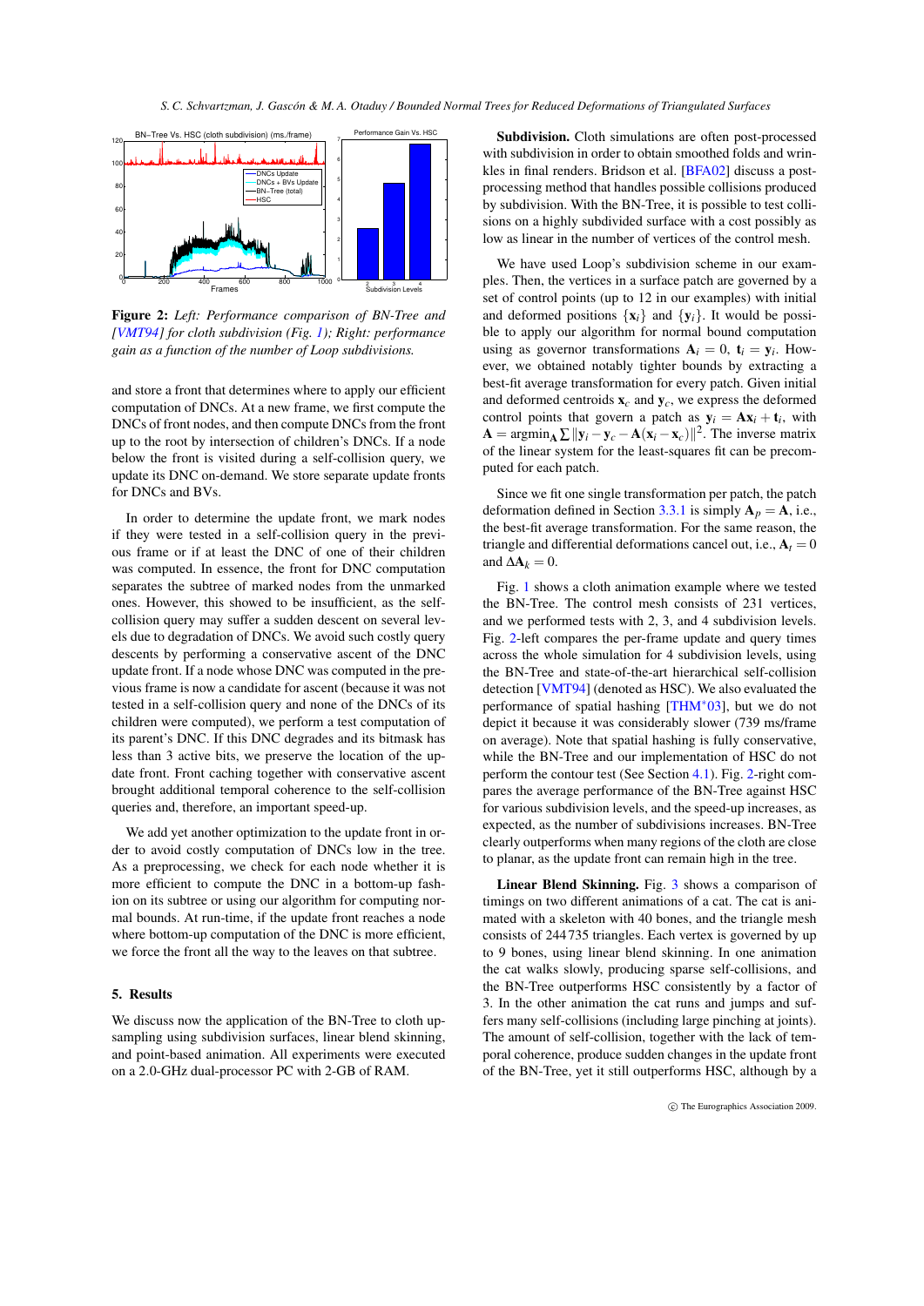**Figure 2:** *Left: Performance comparison of BN-Tree and [VMT94] for cloth subdivision (Fig. 1); Right: performance gain as a function of the number of Loop subdivisions.*

and store a front that determines where to apply our efficient computation of DNCs. At a new frame, we first compute the DNCs of front nodes, and then compute DNCs from the front up to the root by intersection of children's DNCs. If a node below the front is visited during a self-collision query, we update its DNC on-demand. We store separate update fronts for DNCs and BVs.

In order to determine the update front, we mark nodes if they were tested in a self-collision query in the previous frame or if at least the DNC of one of their children was computed. In essence, the front for DNC computation separates the subtree of marked nodes from the unmarked ones. However, this showed to be insufficient, as the self-collision query may suffer a sudden descent on several levels due to degradation of DNCs. We avoid such costly query descents by performing a conservative ascent of the DNC update front. If a node whose DNC was computed in the previous frame is now a candidate for ascent (because it was not tested in a self-collision query and none of the DNCs of its children were computed), we perform a test computation of its parent's DNC. If this DNC degrades and its bitmask has less than 3 active bits, we preserve the location of the update front. Front caching together with conservative ascent brought additional temporal coherence to the self-collision queries and, therefore, an important speed-up.

We add yet another optimization to the update front in order to avoid costly computation of DNCs low in the tree. As a preprocessing, we check for each node whether it is more efficient to compute the DNC in a bottom-up fashion on its subtree or using our algorithm for computing normal bounds. At run-time, if the update front reaches a node where bottom-up computation of the DNC is more efficient, we force the front all the way to the leaves on that subtree.

## 5. Results

We discuss now the application of the BN-Tree to cloth upsampling using subdivision surfaces, linear blend skinning, and point-based animation. All experiments were executed on a 2.0-GHz dual-processor PC with 2-GB of RAM.

**Subdivision.** Cloth simulations are often post-processed with subdivision in order to obtain smoothed folds and wrinkles in final renders. Bridson et al. [BFA02] discuss a post-processing method that handles possible collisions produced by subdivision. With the BN-Tree, it is possible to test collisions on a highly subdivided surface with a cost possibly as low as linear in the number of vertices of the control mesh.

We have used Loop's subdivision scheme in our examples. Then, the vertices in a surface patch are governed by a set of control points (up to 12 in our examples) with initial and deformed positions $\{\mathbf{x}_i\}$ and $\{\mathbf{y}_i\}$. It would be possible to apply our algorithm for normal bound computation using as governor transformations $\mathbf{A}_i = 0$, $\mathbf{t}_i = \mathbf{y}_i$. However, we obtained notably tighter bounds by extracting a best-fit average transformation for every patch. Given initial and deformed centroids $\mathbf{x}_c$ and $\mathbf{y}_c$, we express the deformed control points that govern a patch as $\mathbf{y}_i = \mathbf{A}\mathbf{x}_i + \mathbf{t}_i$, with $\mathbf{A} = \text{argmin}_{\mathbf{A}} \sum \|\mathbf{y}_i - \mathbf{y}_c - \mathbf{A}(\mathbf{x}_i - \mathbf{x}_c)\|^2$. The inverse matrix of the linear system for the least-squares fit can be precomputed for each patch.

Since we fit one single transformation per patch, the patch deformation defined in Section 3.3.1 is simply $\mathbf{A}_p = \mathbf{A}$, i.e., the best-fit average transformation. For the same reason, the triangle and differential deformations cancel out, i.e., $\mathbf{A}_t = 0$ and $\Delta\mathbf{A}_k = 0$.

Fig. 1 shows a cloth animation example where we tested the BN-Tree. The control mesh consists of 231 vertices, and we performed tests with 2, 3, and 4 subdivision levels. Fig. 2-left compares the per-frame update and query times across the whole simulation for 4 subdivision levels, using the BN-Tree and state-of-the-art hierarchical self-collision detection [VMT94] (denoted as HSC). We also evaluated the performance of spatial hashing [THM*03], but we do not depict it because it was considerably slower (739 ms/frame on average). Note that spatial hashing is fully conservative, while the BN-Tree and our implementation of HSC do not perform the contour test (See Section 4.1). Fig. 2-right compares the average performance of the BN-Tree against HSC for various subdivision levels, and the speed-up increases, as expected, as the number of subdivisions increases. BN-Tree clearly outperforms when many regions of the cloth are close to planar, as the update front can remain high in the tree.

**Linear Blend Skinning.** Fig. 3 shows a comparison of timings on two different animations of a cat. The cat is animated with a skeleton with 40 bones, and the triangle mesh consists of 244 735 triangles. Each vertex is governed by up to 9 bones, using linear blend skinning. In one animation the cat walks slowly, producing sparse self-collisions, and the BN-Tree outperforms HSC consistently by a factor of 3. In the other animation the cat runs and jumps and suffers many self-collisions (including large pinching at joints). The amount of self-collision, together with the lack of temporal coherence, produce sudden changes in the update front of the BN-Tree, yet it still outperforms HSC, although by a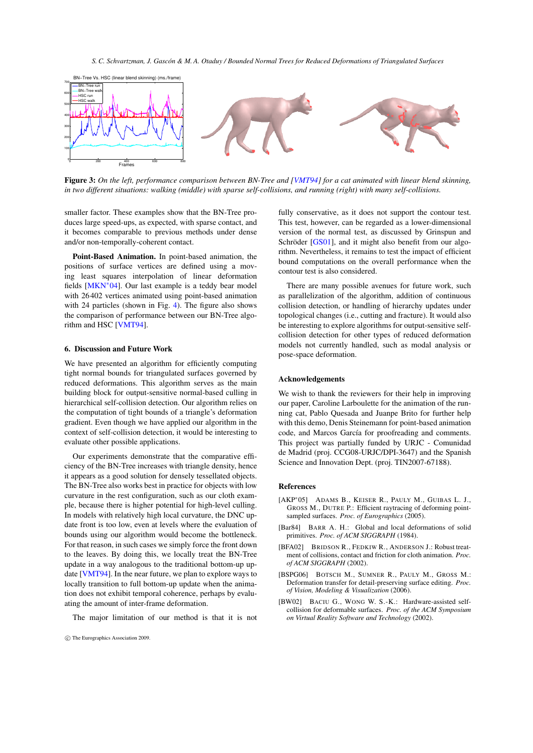**Figure 3:** *On the left, performance comparison between BN-Tree and [VMT94] for a cat animated with linear blend skinning, in two different situations: walking (middle) with sparse self-collisions, and running (right) with many self-collisions.*

smaller factor. These examples show that the BN-Tree produces large speed-ups, as expected, with sparse contact, and it becomes comparable to previous methods under dense and/or non-temporally-coherent contact.

**Point-Based Animation.** In point-based animation, the positions of surface vertices are defined using a moving least squares interpolation of linear deformation fields [MKN*04]. Our last example is a teddy bear model with 26402 vertices animated using point-based animation with 24 particles (shown in Fig. 4). The figure also shows the comparison of performance between our BN-Tree algorithm and HSC [VMT94].

## 6. Discussion and Future Work

We have presented an algorithm for efficiently computing tight normal bounds for triangulated surfaces governed by reduced deformations. This algorithm serves as the main building block for output-sensitive normal-based culling in hierarchical self-collision detection. Our algorithm relies on the computation of tight bounds of a triangle's deformation gradient. Even though we have applied our algorithm in the context of self-collision detection, it would be interesting to evaluate other possible applications.

Our experiments demonstrate that the comparative efficiency of the BN-Tree increases with triangle density, hence it appears as a good solution for densely tessellated objects. The BN-Tree also works best in practice for objects with low curvature in the rest configuration, such as our cloth example, because there is higher potential for high-level culling. In models with relatively high local curvature, the DNC update front is too low, even at levels where the evaluation of bounds using our algorithm would become the bottleneck. For that reason, in such cases we simply force the front down to the leaves. By doing this, we locally treat the BN-Tree update in a way analogous to the traditional bottom-up update [VMT94]. In the near future, we plan to explore ways to locally transition to full bottom-up update when the animation does not exhibit temporal coherence, perhaps by evaluating the amount of inter-frame deformation.

The major limitation of our method is that it is not fully conservative, as it does not support the contour test. This test, however, can be regarded as a lower-dimensional version of the normal test, as discussed by Grinspun and Schröder [GS01], and it might also benefit from our algorithm. Nevertheless, it remains to test the impact of efficient bound computations on the overall performance when the contour test is also considered.

There are many possible avenues for future work, such as parallelization of the algorithm, addition of continuous collision detection, or handling of hierarchy updates under topological changes (i.e., cutting and fracture). It would also be interesting to explore algorithms for output-sensitive self-collision detection for other types of reduced deformation models not currently handled, such as modal analysis or pose-space deformation.

## Acknowledgements

We wish to thank the reviewers for their help in improving our paper, Caroline Larboulette for the animation of the running cat, Pablo Quesada and Juanpe Brito for further help with this demo, Denis Steinemann for point-based animation code, and Marcos García for proofreading and comments. This project was partially funded by URJC - Comunidad de Madrid (proj. CCG08-URJC/DPI-3647) and the Spanish Science and Innovation Dept. (proj. TIN2007-67188).

## References

[AKP*05] ADAMS B., KEISER R., PAULY M., GUIBAS L. J., GROSS M., DUTRE P.: Efficient raytracing of deforming point-sampled surfaces. *Proc. of Eurographics* (2005).

[Bar84] BARR A. H.: Global and local deformations of solid primitives. *Proc. of ACM SIGGRAPH* (1984).

[BFA02] BRIDSON R., FEDKIW R., ANDERSON J.: Robust treatment of collisions, contact and friction for cloth animation. *Proc. of ACM SIGGRAPH* (2002).

[BSPG06] BOTSCH M., SUMNER R., PAULY M., GROSS M.: Deformation transfer for detail-preserving surface editing. *Proc. of Vision, Modeling & Visualization* (2006).

[BW02] BACIU G., WONG W. S.-K.: Hardware-assisted self-collision for deformable surfaces. *Proc. of the ACM Symposium on Virtual Reality Software and Technology* (2002).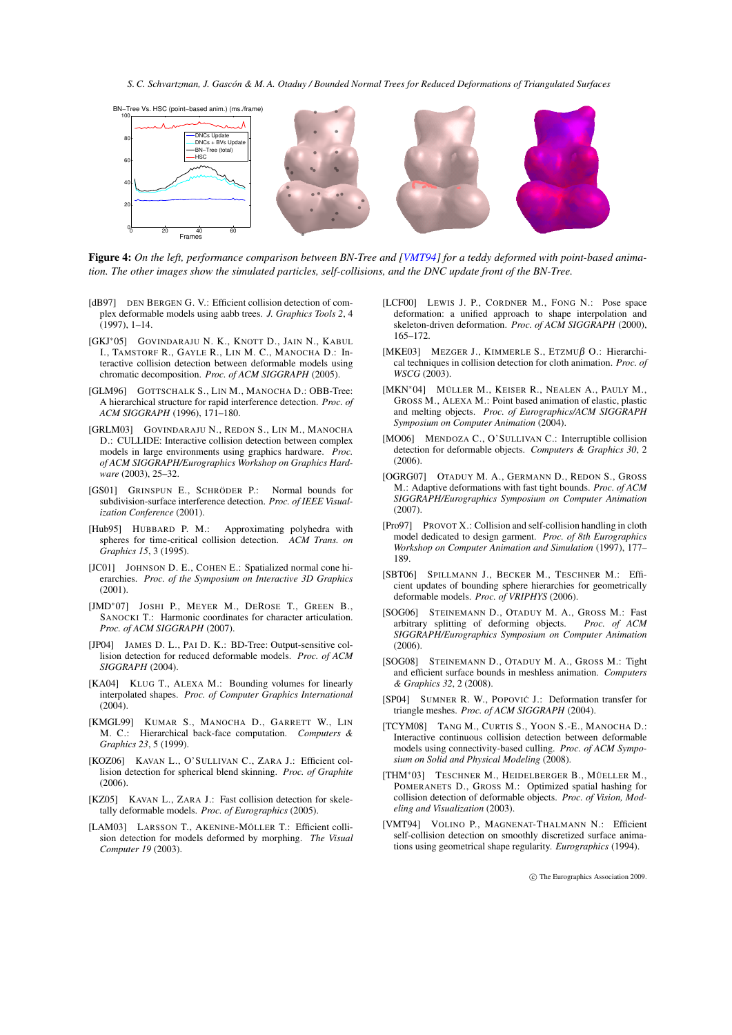BN–Tree Vs. HSC (point–based anim.) (ms./frame)

100
80
60
40
20
0

0 20 40 60

Frames

DNCs Update
DNCs + BVs Update
BN–Tree (total)
HSC

**Figure 4:** *On the left, performance comparison between BN-Tree and [VMT94] for a teddy deformed with point-based animation. The other images show the simulated particles, self-collisions, and the DNC update front of the BN-Tree.*

[dB97] DEN BERGEN G. V.: Efficient collision detection of complex deformable models using aabb trees. *J. Graphics Tools 2*, 4 (1997), 1–14.

[GKJ∗05] GOVINDARAJU N. K., KNOTT D., JAIN N., KABUL I., TAMSTORF R., GAYLE R., LIN M. C., MANOCHA D.: Interactive collision detection between deformable models using chromatic decomposition. *Proc. of ACM SIGGRAPH* (2005).

[GLM96] GOTTSCHALK S., LIN M., MANOCHA D.: OBB-Tree: A hierarchical structure for rapid interference detection. *Proc. of ACM SIGGRAPH* (1996), 171–180.

[GRLM03] GOVINDARAJU N., REDON S., LIN M., MANOCHA D.: CULLIDE: Interactive collision detection between complex models in large environments using graphics hardware. *Proc. of ACM SIGGRAPH/Eurographics Workshop on Graphics Hardware* (2003), 25–32.

[GS01] GRINSPUN E., SCHRÖDER P.: Normal bounds for subdivision-surface interference detection. *Proc. of IEEE Visualization Conference* (2001).

[Hub95] HUBBARD P. M.: Approximating polyhedra with spheres for time-critical collision detection. *ACM Trans. on Graphics 15*, 3 (1995).

[JC01] JOHNSON D. E., COHEN E.: Spatialized normal cone hierarchies. *Proc. of the Symposium on Interactive 3D Graphics* (2001).

[JMD∗07] JOSHI P., MEYER M., DEROSE T., GREEN B., SANOCKI T.: Harmonic coordinates for character articulation. *Proc. of ACM SIGGRAPH* (2007).

[JP04] JAMES D. L., PAI D. K.: BD-Tree: Output-sensitive collision detection for reduced deformable models. *Proc. of ACM SIGGRAPH* (2004).

[KA04] KLUG T., ALEXA M.: Bounding volumes for linearly interpolated shapes. *Proc. of Computer Graphics International* (2004).

[KMGL99] KUMAR S., MANOCHA D., GARRETT W., LIN M. C.: Hierarchical back-face computation. *Computers & Graphics 23*, 5 (1999).

[KOZ06] KAVAN L., O'SULLIVAN C., ZARA J.: Efficient collision detection for spherical blend skinning. *Proc. of Graphite* (2006).

[KZ05] KAVAN L., ZARA J.: Fast collision detection for skeletally deformable models. *Proc. of Eurographics* (2005).

[LAM03] LARSSON T., AKENINE-MÖLLER T.: Efficient collision detection for models deformed by morphing. *The Visual Computer 19* (2003).

[LCF00] LEWIS J. P., CORDNER M., FONG N.: Pose space deformation: a unified approach to shape interpolation and skeleton-driven deformation. *Proc. of ACM SIGGRAPH* (2000), 165–172.

[MKE03] MEZGER J., KIMMERLE S., ETZMUβ O.: Hierarchical techniques in collision detection for cloth animation. *Proc. of WSCG* (2003).

[MKN∗04] MÜLLER M., KEISER R., NEALEN A., PAULY M., GROSS M., ALEXA M.: Point based animation of elastic, plastic and melting objects. *Proc. of Eurographics/ACM SIGGRAPH Symposium on Computer Animation* (2004).

[MO06] MENDOZA C., O'SULLIVAN C.: Interruptible collision detection for deformable objects. *Computers & Graphics 30*, 2 (2006).

[OGRG07] OTADUY M. A., GERMANN D., REDON S., GROSS M.: Adaptive deformations with fast tight bounds. *Proc. of ACM SIGGRAPH/Eurographics Symposium on Computer Animation* (2007).

[Pro97] PROVOT X.: Collision and self-collision handling in cloth model dedicated to design garment. *Proc. of 8th Eurographics Workshop on Computer Animation and Simulation* (1997), 177–189.

[SBT06] SPILLMANN J., BECKER M., TESCHNER M.: Efficient updates of bounding sphere hierarchies for geometrically deformable models. *Proc. of VRIPHYS* (2006).

[SOG06] STEINEMANN D., OTADUY M. A., GROSS M.: Fast arbitrary splitting of deforming objects. *Proc. of ACM SIGGRAPH/Eurographics Symposium on Computer Animation* (2006).

[SOG08] STEINEMANN D., OTADUY M. A., GROSS M.: Tight and efficient surface bounds in meshless animation. *Computers & Graphics 32*, 2 (2008).

[SP04] SUMNER R. W., POPOVIĆ J.: Deformation transfer for triangle meshes. *Proc. of ACM SIGGRAPH* (2004).

[TCYM08] TANG M., CURTIS S., YOON S.-E., MANOCHA D.: Interactive continuous collision detection between deformable models using connectivity-based culling. *Proc. of ACM Symposium on Solid and Physical Modeling* (2008).

[THM∗03] TESCHNER M., HEIDELBERGER B., MÜELLER M., POMERANETS D., GROSS M.: Optimized spatial hashing for collision detection of deformable objects. *Proc. of Vision, Modeling and Visualization* (2003).

[VMT94] VOLINO P., MAGNENAT-THALMANN N.: Efficient self-collision detection on smoothly discretized surface animations using geometrical shape regularity. *Eurographics* (1994).